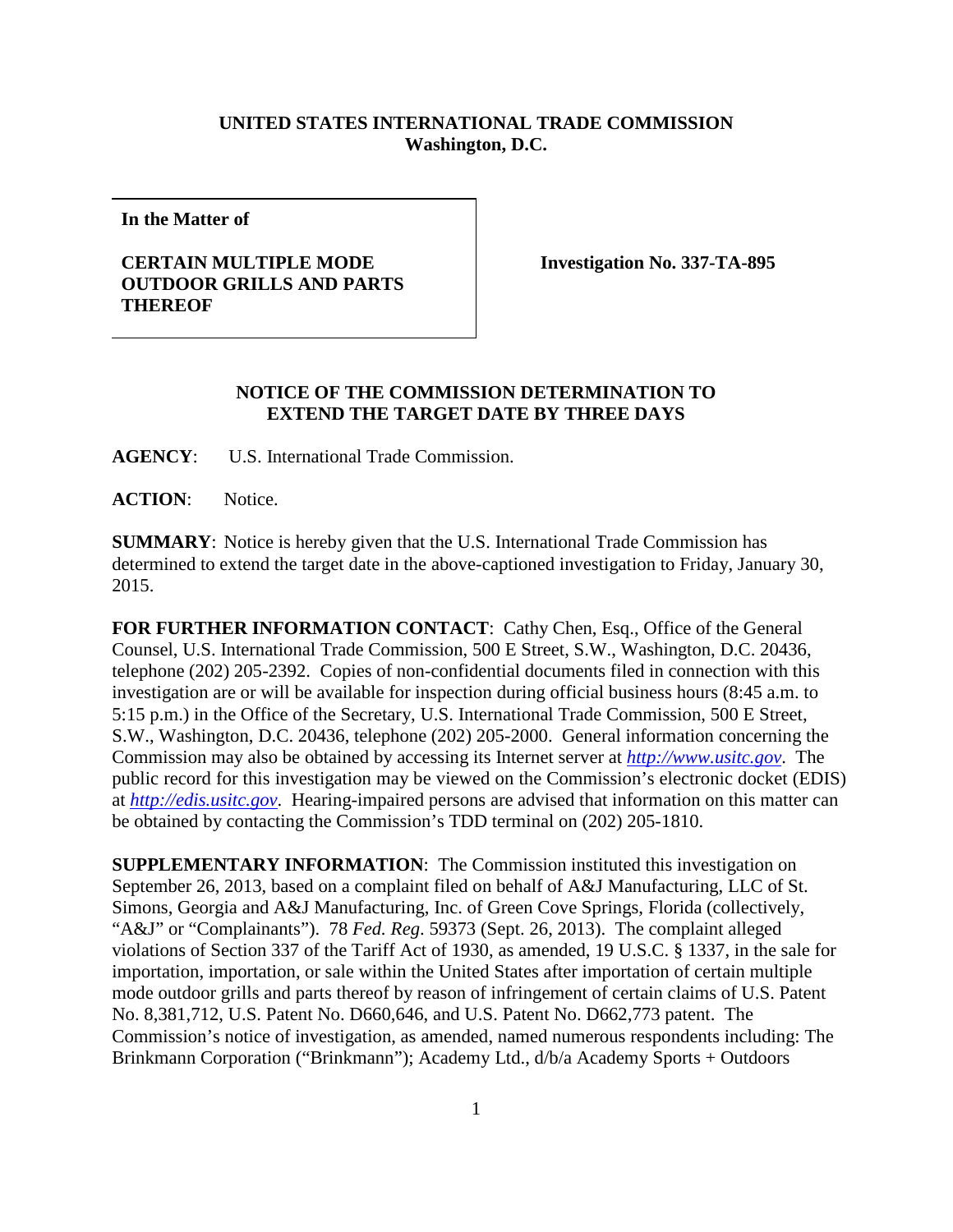**UNITED STATES INTERNATIONAL TRADE COMMISSION**
**Washington, D.C.**

**In the Matter of**

**CERTAIN MULTIPLE MODE OUTDOOR GRILLS AND PARTS THEREOF**

**Investigation No. 337-TA-895**

**NOTICE OF THE COMMISSION DETERMINATION TO EXTEND THE TARGET DATE BY THREE DAYS**

**AGENCY**: U.S. International Trade Commission.

**ACTION**: Notice.

**SUMMARY**: Notice is hereby given that the U.S. International Trade Commission has determined to extend the target date in the above-captioned investigation to Friday, January 30, 2015.

**FOR FURTHER INFORMATION CONTACT**: Cathy Chen, Esq., Office of the General Counsel, U.S. International Trade Commission, 500 E Street, S.W., Washington, D.C. 20436, telephone (202) 205-2392. Copies of non-confidential documents filed in connection with this investigation are or will be available for inspection during official business hours (8:45 a.m. to 5:15 p.m.) in the Office of the Secretary, U.S. International Trade Commission, 500 E Street, S.W., Washington, D.C. 20436, telephone (202) 205-2000. General information concerning the Commission may also be obtained by accessing its Internet server at *http://www.usitc.gov*. The public record for this investigation may be viewed on the Commission's electronic docket (EDIS) at *http://edis.usitc.gov*. Hearing-impaired persons are advised that information on this matter can be obtained by contacting the Commission's TDD terminal on (202) 205-1810.

**SUPPLEMENTARY INFORMATION**: The Commission instituted this investigation on September 26, 2013, based on a complaint filed on behalf of A&J Manufacturing, LLC of St. Simons, Georgia and A&J Manufacturing, Inc. of Green Cove Springs, Florida (collectively, "A&J" or "Complainants"). 78 *Fed. Reg.* 59373 (Sept. 26, 2013). The complaint alleged violations of Section 337 of the Tariff Act of 1930, as amended, 19 U.S.C. § 1337, in the sale for importation, importation, or sale within the United States after importation of certain multiple mode outdoor grills and parts thereof by reason of infringement of certain claims of U.S. Patent No. 8,381,712, U.S. Patent No. D660,646, and U.S. Patent No. D662,773 patent. The Commission's notice of investigation, as amended, named numerous respondents including: The Brinkmann Corporation ("Brinkmann"); Academy Ltd., d/b/a Academy Sports + Outdoors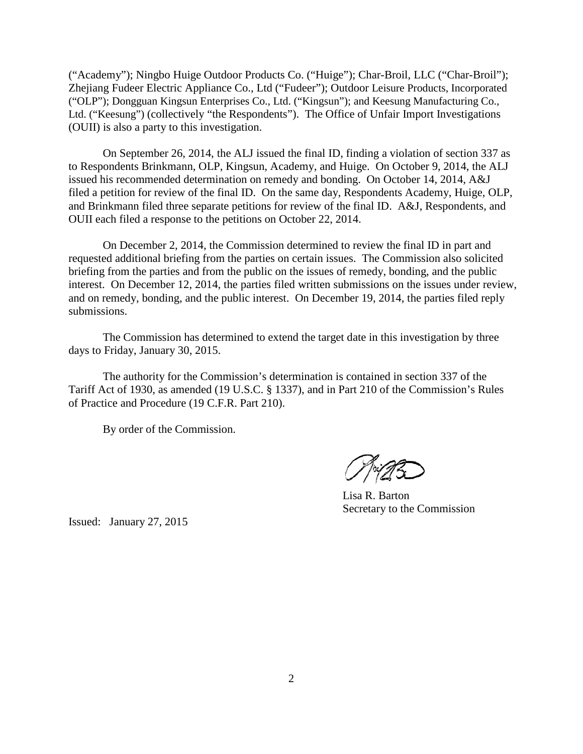("Academy"); Ningbo Huige Outdoor Products Co. ("Huige"); Char-Broil, LLC ("Char-Broil"); Zhejiang Fudeer Electric Appliance Co., Ltd ("Fudeer"); Outdoor Leisure Products, Incorporated ("OLP"); Dongguan Kingsun Enterprises Co., Ltd. ("Kingsun"); and Keesung Manufacturing Co., Ltd. ("Keesung") (collectively "the Respondents"). The Office of Unfair Import Investigations (OUII) is also a party to this investigation.

On September 26, 2014, the ALJ issued the final ID, finding a violation of section 337 as to Respondents Brinkmann, OLP, Kingsun, Academy, and Huige. On October 9, 2014, the ALJ issued his recommended determination on remedy and bonding. On October 14, 2014, A&J filed a petition for review of the final ID. On the same day, Respondents Academy, Huige, OLP, and Brinkmann filed three separate petitions for review of the final ID. A&J, Respondents, and OUII each filed a response to the petitions on October 22, 2014.

On December 2, 2014, the Commission determined to review the final ID in part and requested additional briefing from the parties on certain issues. The Commission also solicited briefing from the parties and from the public on the issues of remedy, bonding, and the public interest. On December 12, 2014, the parties filed written submissions on the issues under review, and on remedy, bonding, and the public interest. On December 19, 2014, the parties filed reply submissions.

The Commission has determined to extend the target date in this investigation by three days to Friday, January 30, 2015.

The authority for the Commission's determination is contained in section 337 of the Tariff Act of 1930, as amended (19 U.S.C. § 1337), and in Part 210 of the Commission's Rules of Practice and Procedure (19 C.F.R. Part 210).

By order of the Commission.

Lisa R. Barton
Secretary to the Commission

Issued: January 27, 2015